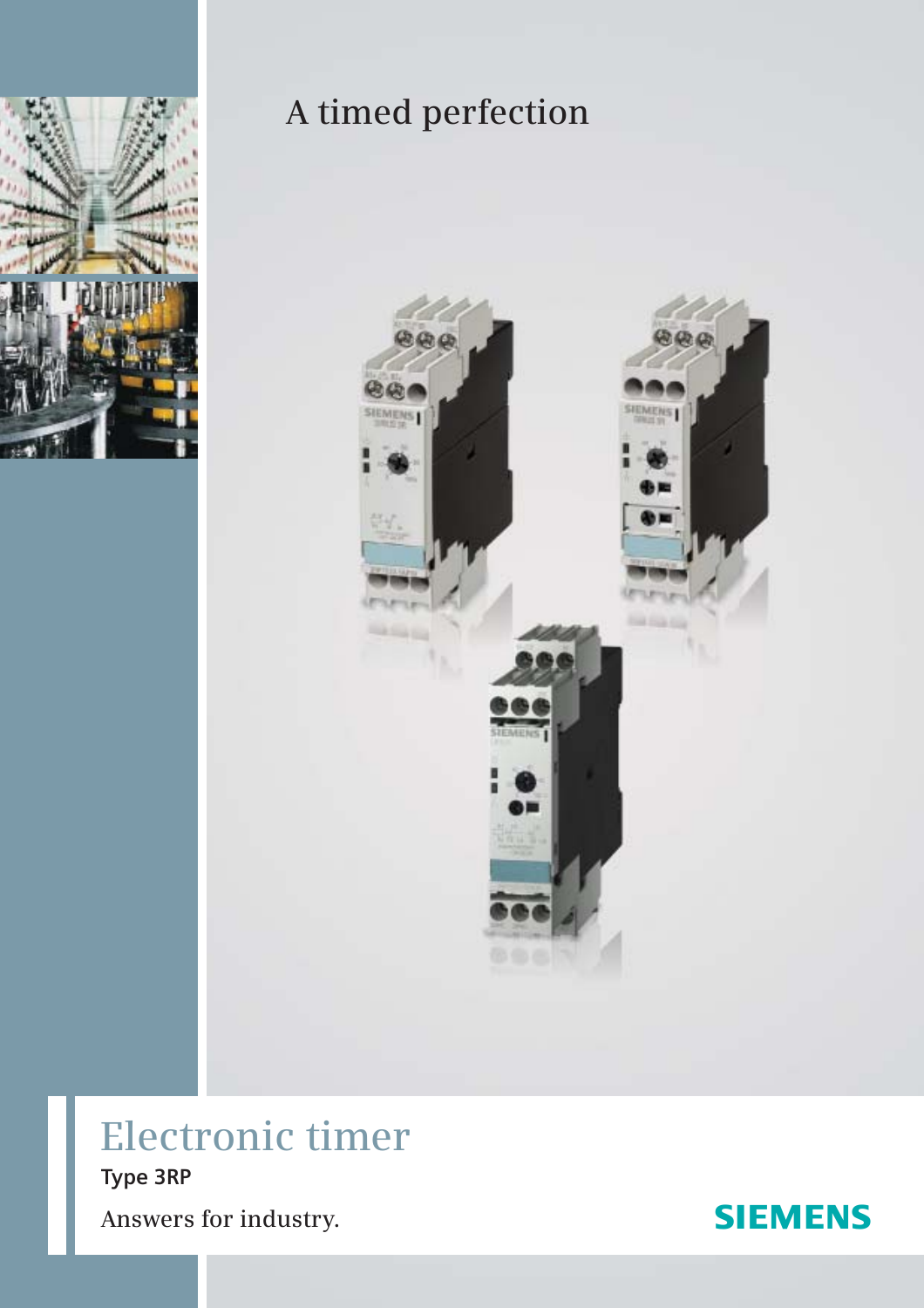A timed perfection

# Electronic timer

**Type 3RP**

Answers for industry.

SIEMENS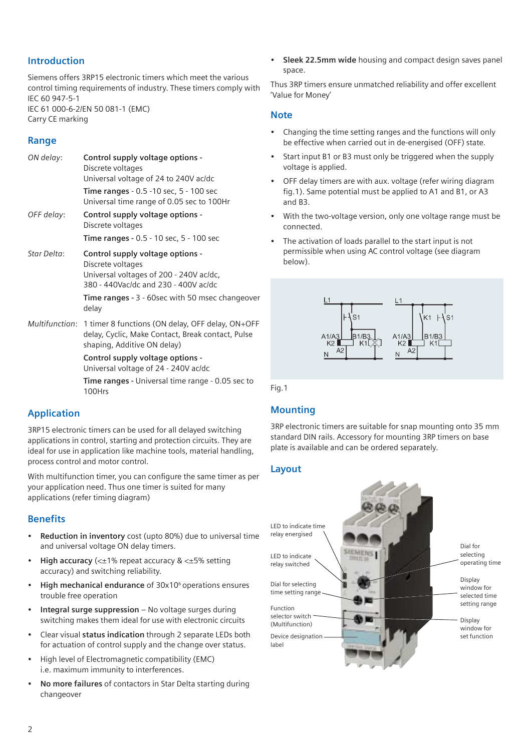## Introduction

Siemens offers 3RP15 electronic timers which meet the various control timing requirements of industry. These timers comply with
IEC 60 947-5-1
IEC 61 000-6-2/EN 50 081-1 (EMC)
Carry CE marking

## Range

*ON delay*: **Control supply voltage options -**
Discrete voltages
Universal voltage of 24 to 240V ac/dc
**Time ranges** - 0.5 -10 sec, 5 - 100 sec
Universal time range of 0.05 sec to 100Hr

*OFF delay*: **Control supply voltage options -**
Discrete voltages
**Time ranges -** 0.5 - 10 sec, 5 - 100 sec

*Star Delta*: **Control supply voltage options -**
Discrete voltages
Universal voltages of 200 - 240V ac/dc,
380 - 440Vac/dc and 230 - 400V ac/dc
**Time ranges** - 3 - 60sec with 50 msec changeover delay

*Multifunction*: 1 timer 8 functions (ON delay, OFF delay, ON+OFF delay, Cyclic, Make Contact, Break contact, Pulse shaping, Additive ON delay)
**Control supply voltage options -**
Universal voltage of 24 - 240V ac/dc
**Time ranges -** Universal time range - 0.05 sec to 100Hrs

## Application

3RP15 electronic timers can be used for all delayed switching applications in control, starting and protection circuits. They are ideal for use in application like machine tools, material handling, process control and motor control.

With multifunction timer, you can configure the same timer as per your application need. Thus one timer is suited for many applications (refer timing diagram)

## Benefits

- **Reduction in inventory** cost (upto 80%) due to universal time and universal voltage ON delay timers.
- **High accuracy** (<±1% repeat accuracy & <±5% setting accuracy) and switching reliability.
- **High mechanical endurance** of 30x10$^6$ operations ensures trouble free operation
- **Integral surge suppression** – No voltage surges during switching makes them ideal for use with electronic circuits
- Clear visual **status indication** through 2 separate LEDs both for actuation of control supply and the change over status.
- High level of Electromagnetic compatibility (EMC) i.e. maximum immunity to interferences.
- **No more failures** of contactors in Star Delta starting during changeover
- **Sleek 22.5mm wide** housing and compact design saves panel space.

Thus 3RP timers ensure unmatched reliability and offer excellent 'Value for Money'

## Note

- Changing the time setting ranges and the functions will only be effective when carried out in de-energised (OFF) state.
- Start input B1 or B3 must only be triggered when the supply voltage is applied.
- OFF delay timers are with aux. voltage (refer wiring diagram fig.1). Same potential must be applied to A1 and B1, or A3 and B3.
- With the two-voltage version, only one voltage range must be connected.
- The activation of loads parallel to the start input is not permissible when using AC control voltage (see diagram below).

Fig.1

## Mounting

3RP electronic timers are suitable for snap mounting onto 35 mm standard DIN rails. Accessory for mounting 3RP timers on base plate is available and can be ordered separately.

## Layout

LED to indicate time relay energised

LED to indicate relay switched

Dial for selecting time setting range

Function selector switch (Multifunction)

Device designation label

Dial for selecting operating time

Display window for selected time setting range

Display window for set function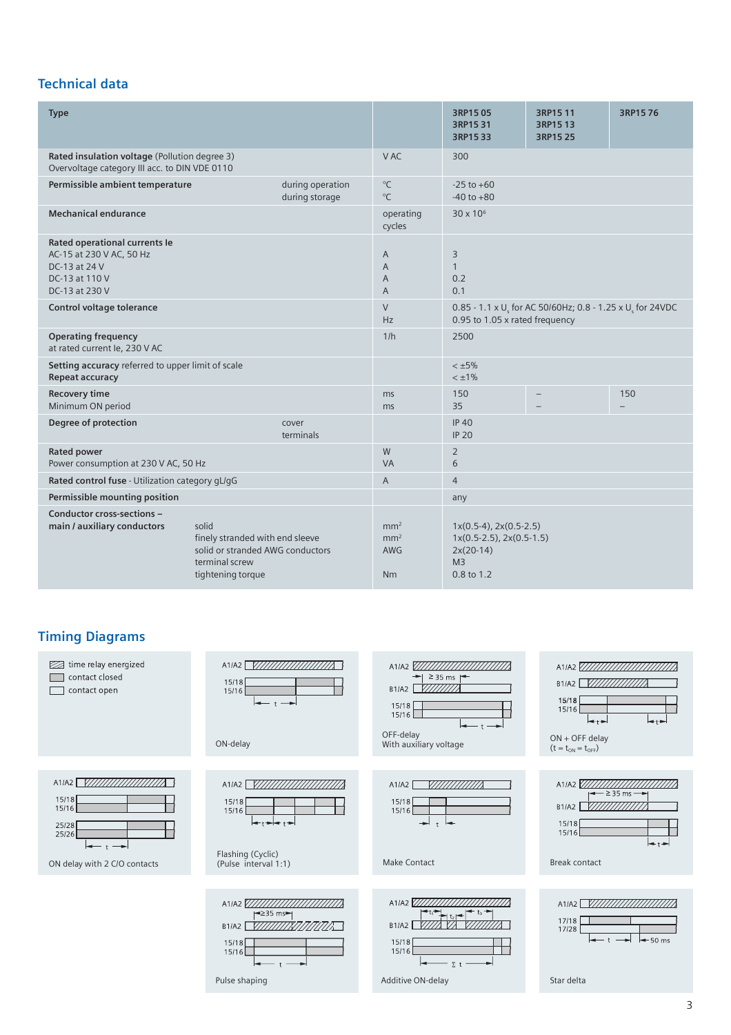## Technical data

| Type | | | 3RP15 05<br>3RP15 31<br>3RP15 33 | 3RP15 11<br>3RP15 13<br>3RP15 25 | 3RP15 76 |
|---|---|---|---|---|---|
| **Rated insulation voltage** (Pollution degree 3)<br>Overvoltage category III acc. to DIN VDE 0110 | | V AC | 300 | | |
| **Permissible ambient temperature** | during operation<br>during storage | °C<br>°C | -25 to +60<br>-40 to +80 | | |
| **Mechanical endurance** | | operating cycles | 30 x $10^6$ | | |
| **Rated operational currents Ie**<br>AC-15 at 230 V AC, 50 Hz<br>DC-13 at 24 V<br>DC-13 at 110 V<br>DC-13 at 230 V | | <br>A<br>A<br>A<br>A | <br>3<br>1<br>0.2<br>0.1 | | |
| **Control voltage tolerance** | | V<br>Hz | 0.85 - 1.1 x $U_s$ for AC 50/60Hz; 0.8 - 1.25 x $U_s$ for 24VDC<br>0.95 to 1.05 x rated frequency | | |
| **Operating frequency**<br>at rated current Ie, 230 V AC | | 1/h | 2500 | | |
| **Setting accuracy** referred to upper limit of scale<br>**Repeat accuracy** | | | < ±5%<br>< ±1% | | |
| **Recovery time**<br>Minimum ON period | | ms<br>ms | 150<br>35 | –<br>– | 150<br>– |
| **Degree of protection** | cover<br>terminals | | IP 40<br>IP 20 | | |
| **Rated power**<br>Power consumption at 230 V AC, 50 Hz | | W<br>VA | 2<br>6 | | |
| **Rated control fuse** - Utilization category gL/gG | | A | 4 | | |
| **Permissible mounting position** | | | any | | |
| **Conductor cross-sections – main / auxiliary conductors** | solid<br>finely stranded with end sleeve<br>solid or stranded AWG conductors<br>terminal screw<br>tightening torque | $mm^2$<br>$mm^2$<br>AWG<br><br>Nm | 1x(0.5-4), 2x(0.5-2.5)<br>1x(0.5-2.5), 2x(0.5-1.5)<br>2x(20-14)<br>M3<br>0.8 to 1.2 | | |

## Timing Diagrams

- time relay energized
- contact closed
- contact open

ON-delay

OFF-delay
With auxiliary voltage

ON + OFF delay
(t = $t_{ON}$ = $t_{OFF}$)

ON delay with 2 C/O contacts

Flashing (Cyclic)
(Pulse interval 1:1)

Make Contact

Break contact

Pulse shaping

Additive ON-delay

Star delta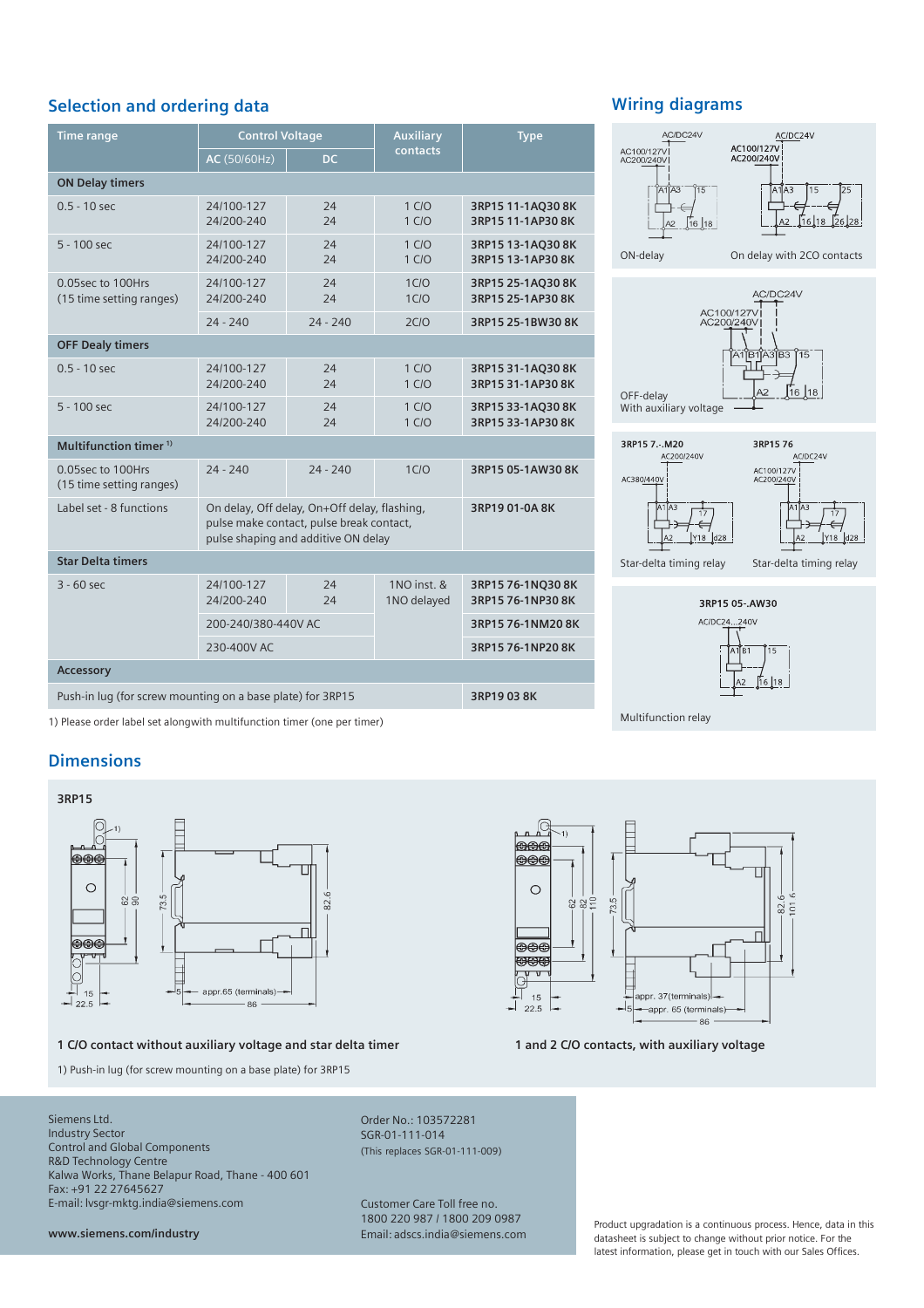## Selection and ordering data

| Time range | Control Voltage | | Auxiliary contacts | Type |
|---|---|---|---|---|
| | AC (50/60Hz) | DC | | |
| **ON Delay timers** | | | | |
| 0.5 - 10 sec | 24/100-127<br>24/200-240 | 24<br>24 | 1 C/O<br>1 C/O | **3RP15 11-1AQ30 8K**<br>**3RP15 11-1AP30 8K** |
| 5 - 100 sec | 24/100-127<br>24/200-240 | 24<br>24 | 1 C/O<br>1 C/O | **3RP15 13-1AQ30 8K**<br>**3RP15 13-1AP30 8K** |
| 0.05sec to 100Hrs<br>(15 time setting ranges) | 24/100-127<br>24/200-240 | 24<br>24 | 1C/O<br>1C/O | **3RP15 25-1AQ30 8K**<br>**3RP15 25-1AP30 8K** |
| | 24 - 240 | 24 - 240 | 2C/O | **3RP15 25-1BW30 8K** |
| **OFF Dealy timers** | | | | |
| 0.5 - 10 sec | 24/100-127<br>24/200-240 | 24<br>24 | 1 C/O<br>1 C/O | **3RP15 31-1AQ30 8K**<br>**3RP15 31-1AP30 8K** |
| 5 - 100 sec | 24/100-127<br>24/200-240 | 24<br>24 | 1 C/O<br>1 C/O | **3RP15 33-1AQ30 8K**<br>**3RP15 33-1AP30 8K** |
| **Multifunction timer** [1] | | | | |
| 0.05sec to 100Hrs<br>(15 time setting ranges) | 24 - 240 | 24 - 240 | 1C/O | **3RP15 05-1AW30 8K** |
| Label set - 8 functions | On delay, Off delay, On+Off delay, flashing, pulse make contact, pulse break contact, pulse shaping and additive ON delay | | | **3RP19 01-0A 8K** |
| **Star Delta timers** | | | | |
| 3 - 60 sec | 24/100-127<br>24/200-240 | 24<br>24 | 1NO inst. &<br>1NO delayed | **3RP15 76-1NQ30 8K**<br>**3RP15 76-1NP30 8K** |
| | 200-240/380-440V AC | | | **3RP15 76-1NM20 8K** |
| | 230-400V AC | | | **3RP15 76-1NP20 8K** |
| **Accessory** | | | | |
| Push-in lug (for screw mounting on a base plate) for 3RP15 | | | | **3RP19 03 8K** |

1) Please order label set alongwith multifunction timer (one per timer)

## Wiring diagrams

AC/DC24V
AC100/127V
AC200/240V
A1 A3 15
A2 16 18

ON-delay

AC/DC24V
AC100/127V
AC200/240V
A1 A3 15 25
A2 16 18 26 28

On delay with 2CO contacts

AC/DC24V
AC100/127V
AC200/240V
A1 B1 A3 B3 15
A2 16 18

OFF-delay
With auxiliary voltage

**3RP15 7.-.M20**
AC200/240V
AC380/440V
A1 A3 17
A2 Y18 d28

Star-delta timing relay

**3RP15 76**
AC/DC24V
AC100/127V
AC200/240V
A1 A3 17
A2 Y18 d28

Star-delta timing relay

**3RP15 05-.AW30**
AC/DC24...240V
A1 B1 15
A2 16 18

Multifunction relay

## Dimensions

**3RP15**

1) 62 90 73.5 82.6 15 22.5 5 appr.65 (terminals) 86

**1 C/O contact without auxiliary voltage and star delta timer**

1) 62 82 110 73.5 82.6 101.6 15 22.5 appr. 37(terminals) 5 appr. 65 (terminals) 86

**1 and 2 C/O contacts, with auxiliary voltage**

1) Push-in lug (for screw mounting on a base plate) for 3RP15

Siemens Ltd.
Industry Sector
Control and Global Components
R&D Technology Centre
Kalwa Works, Thane Belapur Road, Thane - 400 601
Fax: +91 22 27645627
E-mail: lvsgr-mktg.india@siemens.com

**www.siemens.com/industry**

Order No.: 103572281
SGR-01-111-014
(This replaces SGR-01-111-009)

Customer Care Toll free no.
1800 220 987 / 1800 209 0987
Email: adscs.india@siemens.com

Product upgradation is a continuous process. Hence, data in this datasheet is subject to change without prior notice. For the latest information, please get in touch with our Sales Offices.